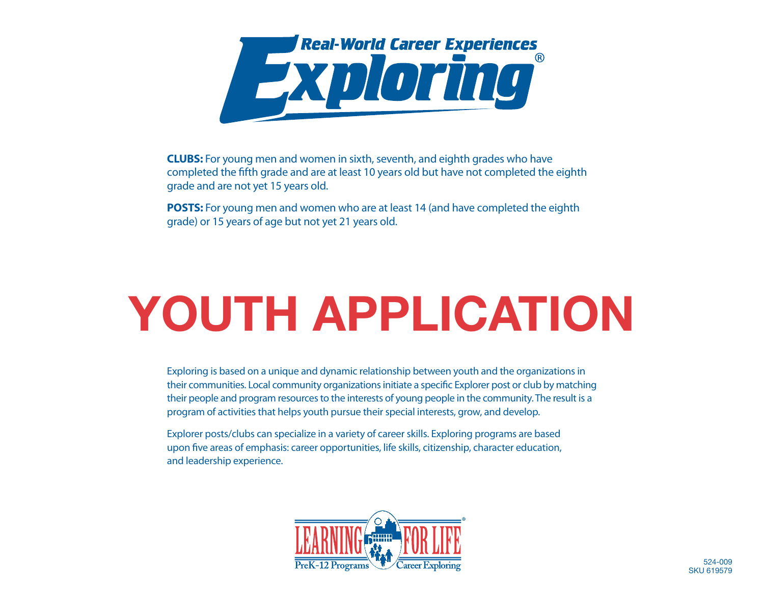Real-World Career Experiences

# Exploring®

**CLUBS:** For young men and women in sixth, seventh, and eighth grades who have completed the fifth grade and are at least 10 years old but have not completed the eighth grade and are not yet 15 years old.

**POSTS:** For young men and women who are at least 14 (and have completed the eighth grade) or 15 years of age but not yet 21 years old.

# YOUTH APPLICATION

Exploring is based on a unique and dynamic relationship between youth and the organizations in their communities. Local community organizations initiate a specific Explorer post or club by matching their people and program resources to the interests of young people in the community. The result is a program of activities that helps youth pursue their special interests, grow, and develop.

Explorer posts/clubs can specialize in a variety of career skills. Exploring programs are based upon five areas of emphasis: career opportunities, life skills, citizenship, character education, and leadership experience.

LEARNING FOR LIFE®
PreK-12 Programs Career Exploring

524-009
SKU 619579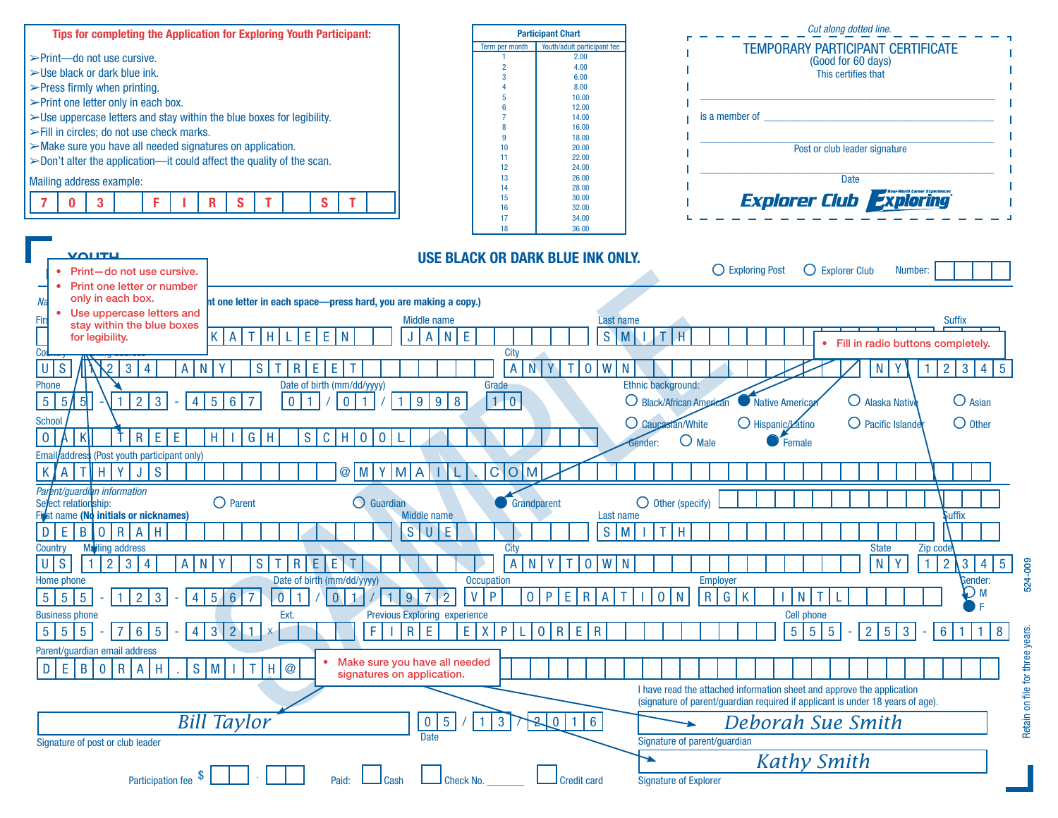**Tips for completing the Application for Exploring Youth Participant:**

- Print—do not use cursive.
- Use black or dark blue ink.
- Press firmly when printing.
- Print one letter only in each box.
- Use uppercase letters and stay within the blue boxes for legibility.
- Fill in circles; do not use check marks.
- Make sure you have all needed signatures on application.
- Don't alter the application—it could affect the quality of the scan.

Mailing address example: 7 0 3 F I R S T S T

**Participant Chart**

| Term per month | Youth/adult participant fee |
|---|---|
| 1 | 2.00 |
| 2 | 4.00 |
| 3 | 6.00 |
| 4 | 8.00 |
| 5 | 10.00 |
| 6 | 12.00 |
| 7 | 14.00 |
| 8 | 16.00 |
| 9 | 18.00 |
| 10 | 20.00 |
| 11 | 22.00 |
| 12 | 24.00 |
| 13 | 26.00 |
| 14 | 28.00 |
| 15 | 30.00 |
| 16 | 32.00 |
| 17 | 34.00 |
| 18 | 36.00 |

*Cut along dotted line.*

**TEMPORARY PARTICIPANT CERTIFICATE**
(Good for 60 days)
This certifies that

______________________________

is a member of ______________________________

______________________________
Post or club leader signature

______________________________
Date

Explorer Club Exploring

---

# YOUTH

**USE BLACK OR DARK BLUE INK ONLY.**

○ Exploring Post ○ Explorer Club Number: ____

- Print—do not use cursive.
- Print one letter or number only in each box.
- Use uppercase letters and stay within the blue boxes for legibility.

Na... (print one letter in each space—press hard, you are making a copy.)

First name: KATHLEEN Middle name: JANE Last name: SMITH Suffix:

- Fill in radio buttons completely.

Country: US Mailing address: 1234 ANY STREET City: ANYTOWN State: NY Zip code: 12345

Phone: 555-123-4567 Date of birth (mm/dd/yyyy): 01/01/1998 Grade: 10

Ethnic background: ○ Black/African American ● Native American ○ Alaska Native ○ Asian ○ Caucasian/White ○ Hispanic/Latino ○ Pacific Islander ○ Other

School: OAK TREE HIGH SCHOOL

Gender: ○ Male ● Female

Email address (Post youth participant only): KATHYJS@MYMAIL.COM

*Parent/guardian information*

Select relationship: ○ Parent ○ Guardian ● Grandparent ○ Other (specify)

First name (**No initials or nicknames**): DEBORAH Middle name: SUE Last name: SMITH Suffix:

Country: US Mailing address: 1234 ANY STREET City: ANYTOWN State: NY Zip code: 12345

Home phone: 555-123-4567 Date of birth (mm/dd/yyyy): 01/01/1972 Occupation: VP OPERATION Employer: RGK INTL Gender: ○ M ● F

Business phone: 555-765-4321 x Ext. Previous Exploring experience: FIRE EXPLORER Cell phone: 555-253-6118

Parent/guardian email address: DEBORAH.SMITH@

- Make sure you have all needed signatures on application.

I have read the attached information sheet and approve the application (signature of parent/guardian required if applicant is under 18 years of age).

*Bill Taylor*
Signature of post or club leader

05/13/2016
Date

*Deborah Sue Smith*
Signature of parent/guardian

*Kathy Smith*
Signature of Explorer

Participation fee $ __ . __ Paid: ☐ Cash ☐ Check No. ______ ☐ Credit card

SAMPLE

524-009

Retain on file for three years.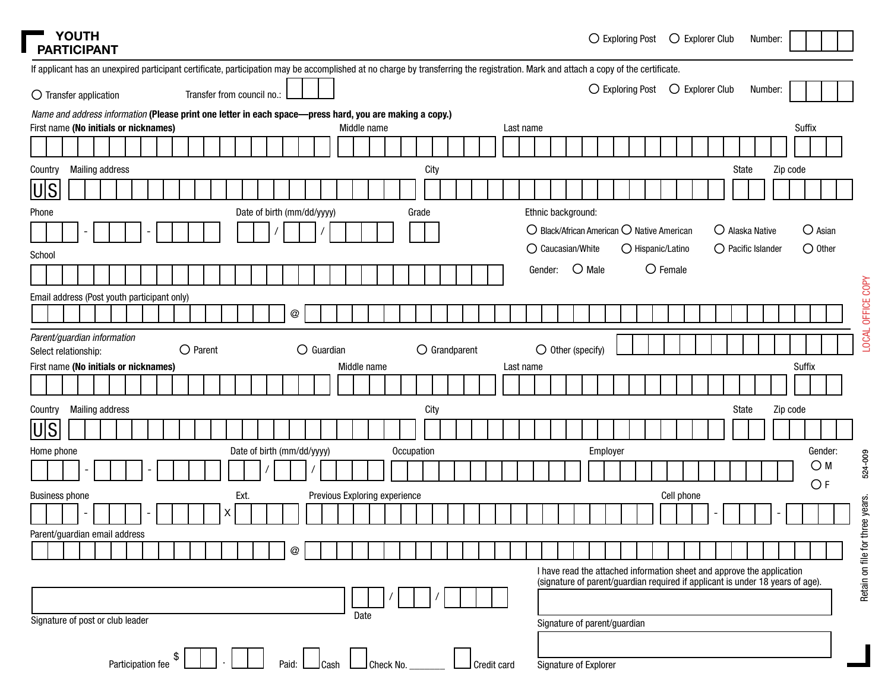# YOUTH PARTICIPANT

○ Exploring Post ○ Explorer Club Number: ____

If applicant has an unexpired participant certificate, participation may be accomplished at no charge by transferring the registration. Mark and attach a copy of the certificate.

○ Transfer application Transfer from council no.: ____ ○ Exploring Post ○ Explorer Club Number: ____

*Name and address information* **(Please print one letter in each space—press hard, you are making a copy.)**

First name **(No initials or nicknames)** ____ Middle name ____ Last name ____ Suffix ____

Country US Mailing address ____ City ____ State ____ Zip code ____

Phone ___ - ___ - ____ Date of birth (mm/dd/yyyy) __ / __ / ____ Grade ____

Ethnic background:
○ Black/African American ○ Native American ○ Alaska Native ○ Asian
○ Caucasian/White ○ Hispanic/Latino ○ Pacific Islander ○ Other

School ____

Gender: ○ Male ○ Female

Email address (Post youth participant only) ____ @ ____

*Parent/guardian information*

Select relationship: ○ Parent ○ Guardian ○ Grandparent ○ Other (specify) ____

First name **(No initials or nicknames)** ____ Middle name ____ Last name ____ Suffix ____

Country US Mailing address ____ City ____ State ____ Zip code ____

Home phone ___ - ___ - ____ Date of birth (mm/dd/yyyy) __ / __ / ____ Occupation ____ Employer ____ Gender: ○ M ○ F

Business phone ___ - ___ - ____ Ext. X ____ Previous Exploring experience ____ Cell phone ___ - ___ - ____

Parent/guardian email address ____ @ ____

Signature of post or club leader ____ Date __ / __ / ____

I have read the attached information sheet and approve the application (signature of parent/guardian required if applicant is under 18 years of age).

Signature of parent/guardian ____

Participation fee $ ___ . ___ Paid: ☐ Cash ☐ Check No. _______ ☐ Credit card

Signature of Explorer ____

LOCAL OFFICE COPY

524-009

Retain on file for three years.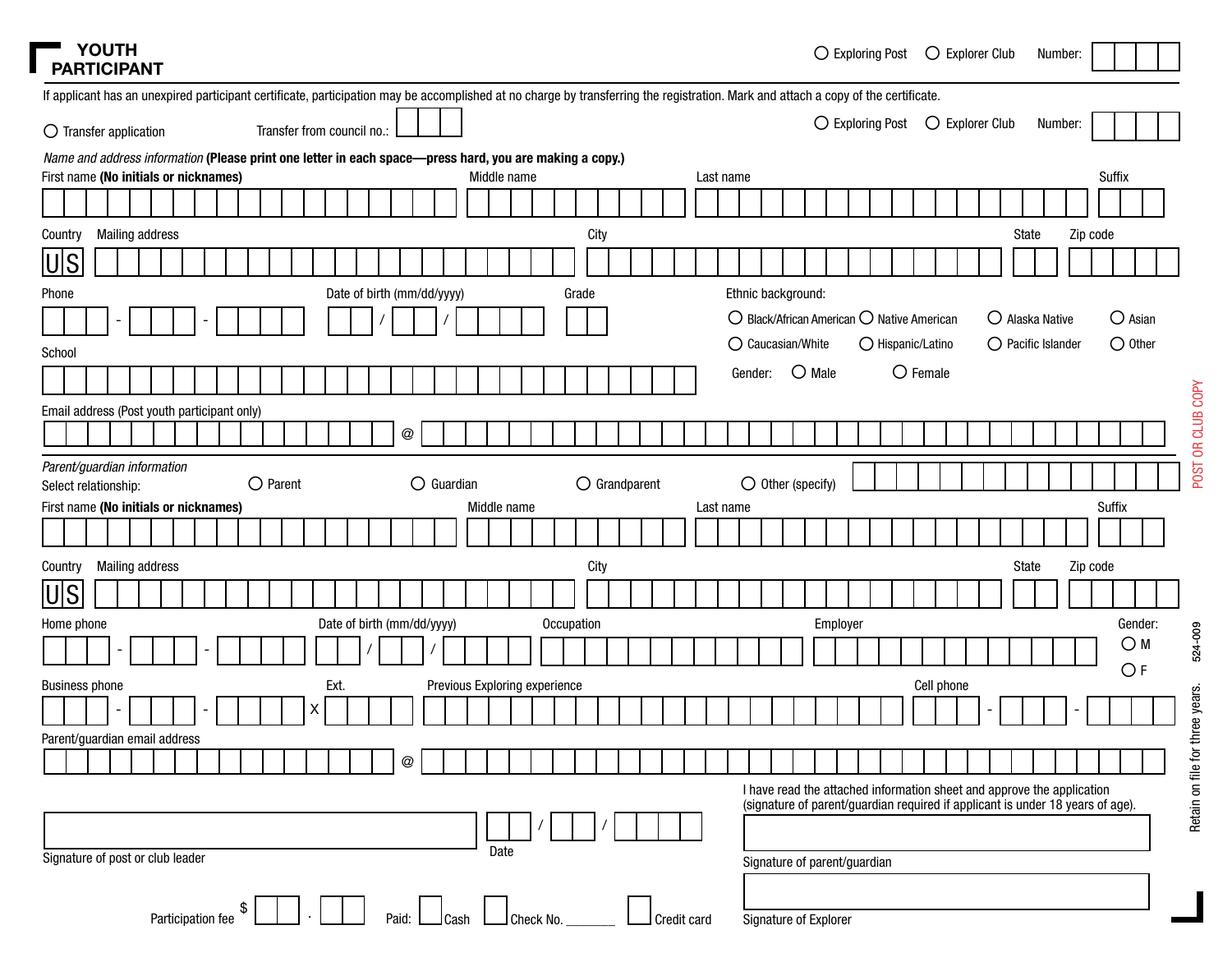# YOUTH PARTICIPANT

○ Exploring Post ○ Explorer Club Number:

If applicant has an unexpired participant certificate, participation may be accomplished at no charge by transferring the registration. Mark and attach a copy of the certificate.

○ Transfer application Transfer from council no.:

○ Exploring Post ○ Explorer Club Number:

*Name and address information* **(Please print one letter in each space—press hard, you are making a copy.)**

First name **(No initials or nicknames)** Middle name Last name Suffix

Country Mailing address City State Zip code

US

Phone - -

Date of birth (mm/dd/yyyy) / /

Grade

Ethnic background:
○ Black/African American ○ Native American ○ Alaska Native ○ Asian
○ Caucasian/White ○ Hispanic/Latino ○ Pacific Islander ○ Other

School

Gender: ○ Male ○ Female

Email address (Post youth participant only) @

*Parent/guardian information*

Select relationship: ○ Parent ○ Guardian ○ Grandparent ○ Other (specify)

First name **(No initials or nicknames)** Middle name Last name Suffix

Country Mailing address City State Zip code

US

Home phone - -

Date of birth (mm/dd/yyyy) / /

Occupation

Employer

Gender: ○ M ○ F

Business phone - - Ext. X

Previous Exploring experience

Cell phone - -

Parent/guardian email address @

Signature of post or club leader

Date / /

I have read the attached information sheet and approve the application (signature of parent/guardian required if applicant is under 18 years of age).

Signature of parent/guardian

Signature of Explorer

Participation fee $ .

Paid: Cash Check No. _______ Credit card

POST OR CLUB COPY

524-009

Retain on file for three years.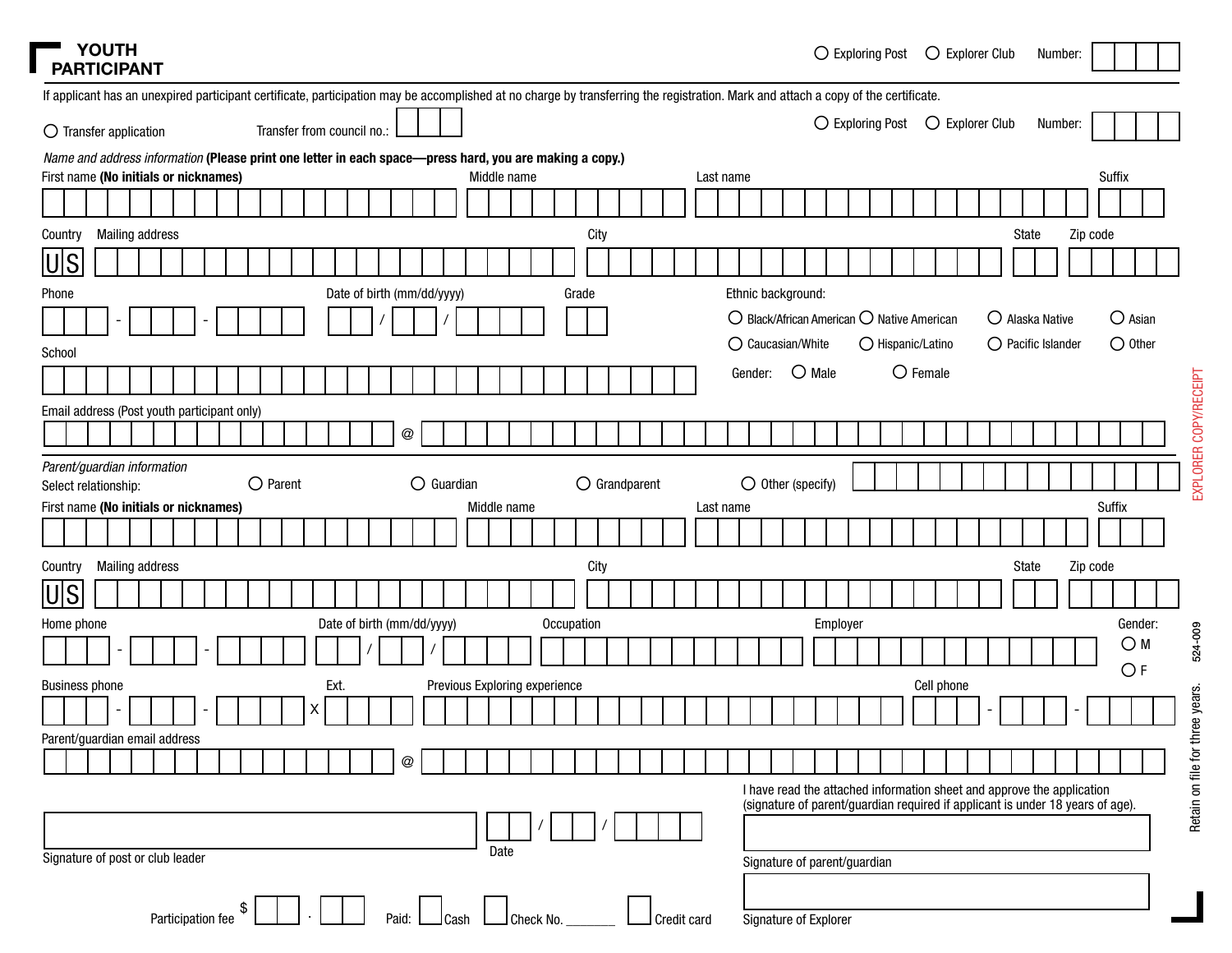# YOUTH PARTICIPANT

○ Exploring Post ○ Explorer Club Number:

If applicant has an unexpired participant certificate, participation may be accomplished at no charge by transferring the registration. Mark and attach a copy of the certificate.

○ Transfer application Transfer from council no.:

○ Exploring Post ○ Explorer Club Number:

*Name and address information* **(Please print one letter in each space—press hard, you are making a copy.)**

First name **(No initials or nicknames)** Middle name Last name Suffix

Country Mailing address City State Zip code

US

Phone - - Date of birth (mm/dd/yyyy) / / Grade

Ethnic background:
○ Black/African American ○ Native American ○ Alaska Native ○ Asian
○ Caucasian/White ○ Hispanic/Latino ○ Pacific Islander ○ Other

School

Gender: ○ Male ○ Female

Email address (Post youth participant only) @

*Parent/guardian information*

Select relationship: ○ Parent ○ Guardian ○ Grandparent ○ Other (specify)

First name **(No initials or nicknames)** Middle name Last name Suffix

Country Mailing address City State Zip code

US

Home phone - - Date of birth (mm/dd/yyyy) / / Occupation Employer Gender: ○ M ○ F

Business phone - - Ext. X Previous Exploring experience Cell phone - -

Parent/guardian email address @

Signature of post or club leader

Date / /

I have read the attached information sheet and approve the application (signature of parent/guardian required if applicant is under 18 years of age).

Signature of parent/guardian

Participation fee $ . Paid: Cash Check No. _______ Credit card

Signature of Explorer

EXPLORER COPY/RECEIPT

524-009

Retain on file for three years.